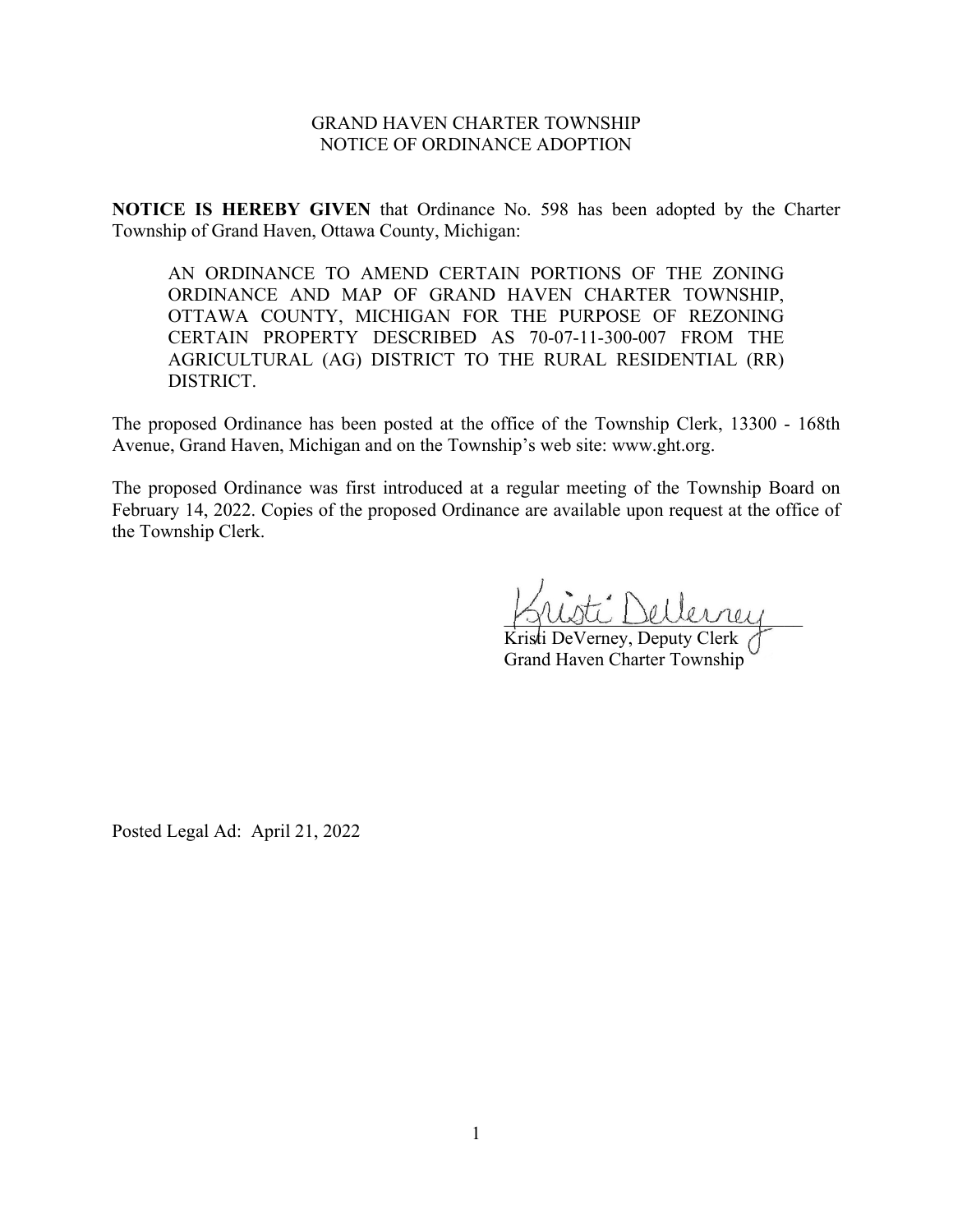# GRAND HAVEN CHARTER TOWNSHIP
## NOTICE OF ORDINANCE ADOPTION

**NOTICE IS HEREBY GIVEN** that Ordinance No. 598 has been adopted by the Charter Township of Grand Haven, Ottawa County, Michigan:

> AN ORDINANCE TO AMEND CERTAIN PORTIONS OF THE ZONING ORDINANCE AND MAP OF GRAND HAVEN CHARTER TOWNSHIP, OTTAWA COUNTY, MICHIGAN FOR THE PURPOSE OF REZONING CERTAIN PROPERTY DESCRIBED AS 70-07-11-300-007 FROM THE AGRICULTURAL (AG) DISTRICT TO THE RURAL RESIDENTIAL (RR) DISTRICT.

The proposed Ordinance has been posted at the office of the Township Clerk, 13300 - 168th Avenue, Grand Haven, Michigan and on the Township's web site: www.ght.org.

The proposed Ordinance was first introduced at a regular meeting of the Township Board on February 14, 2022. Copies of the proposed Ordinance are available upon request at the office of the Township Clerk.

Kristi DeVerney, Deputy Clerk
Grand Haven Charter Township

Posted Legal Ad: April 21, 2022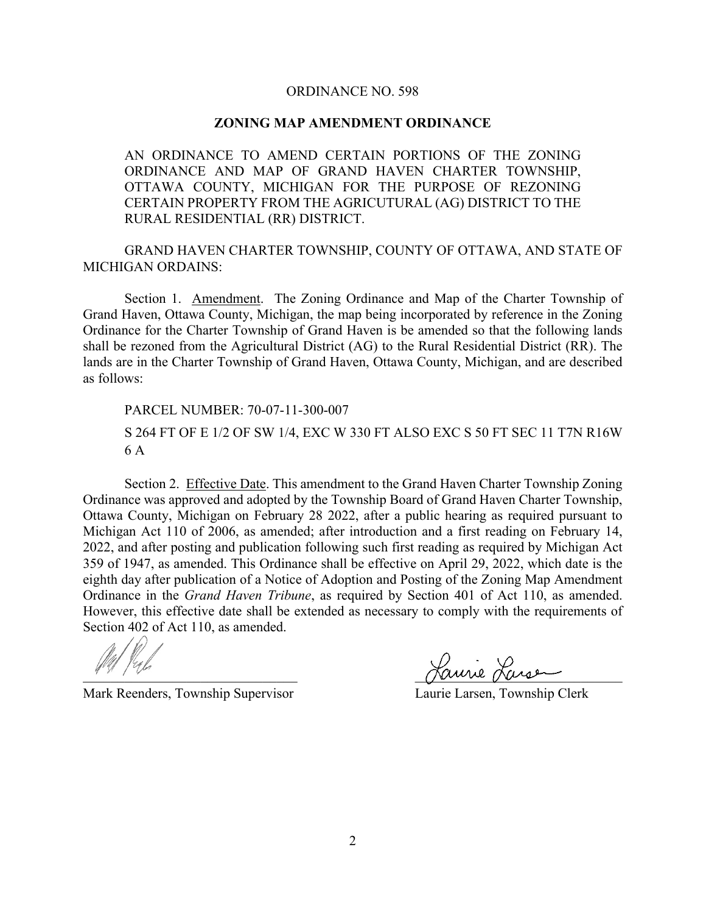ORDINANCE NO. 598

**ZONING MAP AMENDMENT ORDINANCE**

AN ORDINANCE TO AMEND CERTAIN PORTIONS OF THE ZONING ORDINANCE AND MAP OF GRAND HAVEN CHARTER TOWNSHIP, OTTAWA COUNTY, MICHIGAN FOR THE PURPOSE OF REZONING CERTAIN PROPERTY FROM THE AGRICUTURAL (AG) DISTRICT TO THE RURAL RESIDENTIAL (RR) DISTRICT.

GRAND HAVEN CHARTER TOWNSHIP, COUNTY OF OTTAWA, AND STATE OF MICHIGAN ORDAINS:

Section 1. Amendment. The Zoning Ordinance and Map of the Charter Township of Grand Haven, Ottawa County, Michigan, the map being incorporated by reference in the Zoning Ordinance for the Charter Township of Grand Haven is be amended so that the following lands shall be rezoned from the Agricultural District (AG) to the Rural Residential District (RR). The lands are in the Charter Township of Grand Haven, Ottawa County, Michigan, and are described as follows:

PARCEL NUMBER: 70-07-11-300-007

S 264 FT OF E 1/2 OF SW 1/4, EXC W 330 FT ALSO EXC S 50 FT SEC 11 T7N R16W 6 A

Section 2. Effective Date. This amendment to the Grand Haven Charter Township Zoning Ordinance was approved and adopted by the Township Board of Grand Haven Charter Township, Ottawa County, Michigan on February 28 2022, after a public hearing as required pursuant to Michigan Act 110 of 2006, as amended; after introduction and a first reading on February 14, 2022, and after posting and publication following such first reading as required by Michigan Act 359 of 1947, as amended. This Ordinance shall be effective on April 29, 2022, which date is the eighth day after publication of a Notice of Adoption and Posting of the Zoning Map Amendment Ordinance in the *Grand Haven Tribune*, as required by Section 401 of Act 110, as amended. However, this effective date shall be extended as necessary to comply with the requirements of Section 402 of Act 110, as amended.

Mark Reenders, Township Supervisor

Laurie Larsen, Township Clerk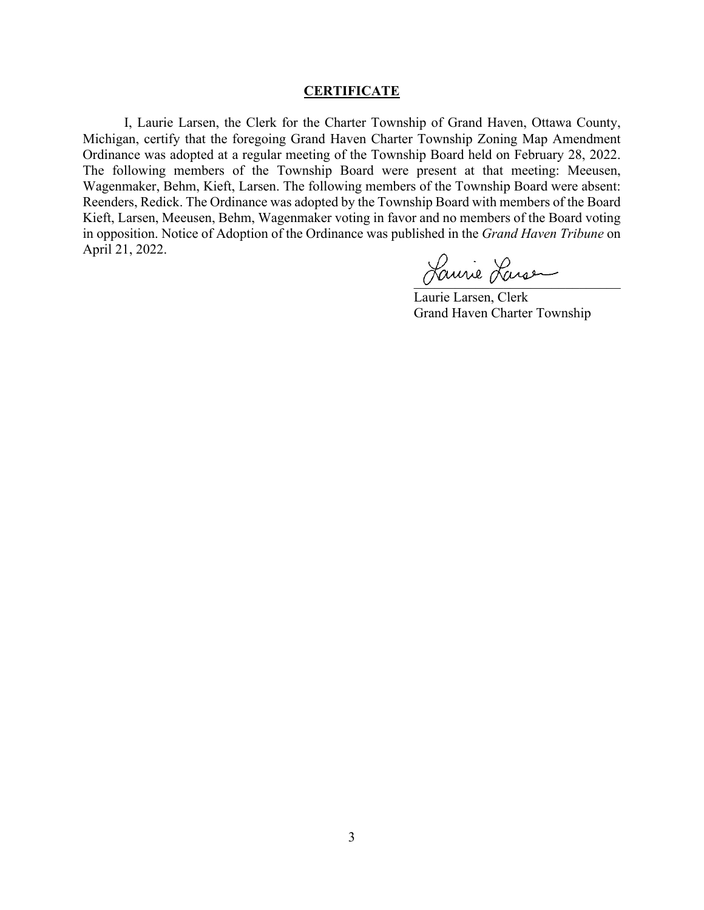## CERTIFICATE

I, Laurie Larsen, the Clerk for the Charter Township of Grand Haven, Ottawa County, Michigan, certify that the foregoing Grand Haven Charter Township Zoning Map Amendment Ordinance was adopted at a regular meeting of the Township Board held on February 28, 2022. The following members of the Township Board were present at that meeting: Meeusen, Wagenmaker, Behm, Kieft, Larsen. The following members of the Township Board were absent: Reenders, Redick. The Ordinance was adopted by the Township Board with members of the Board Kieft, Larsen, Meeusen, Behm, Wagenmaker voting in favor and no members of the Board voting in opposition. Notice of Adoption of the Ordinance was published in the *Grand Haven Tribune* on April 21, 2022.

Laurie Larsen

Laurie Larsen, Clerk
Grand Haven Charter Township